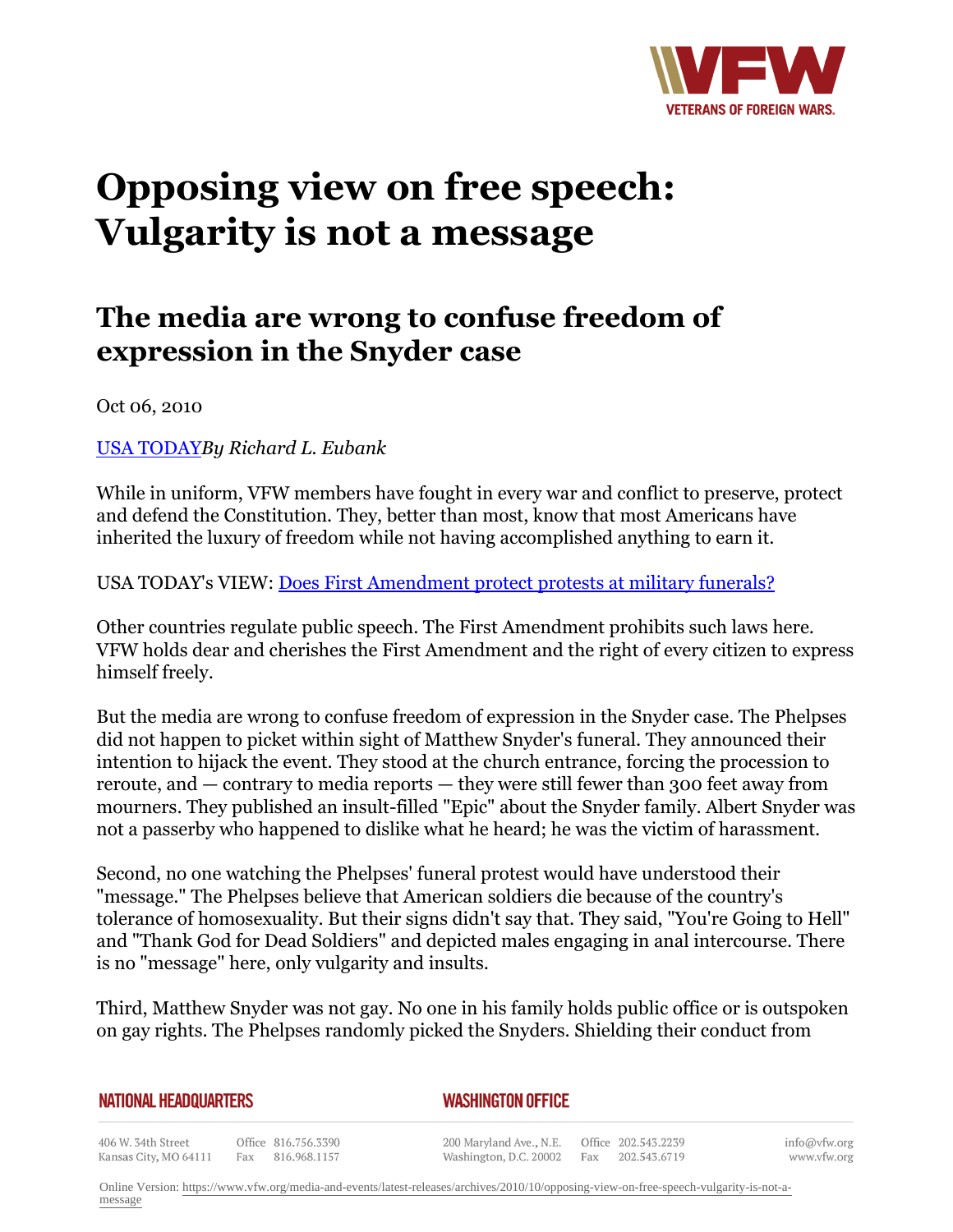# Opposing view on free speech: Vulgarity is not a message

## The media are wrong to confuse freedom of expression in the Snyder case

Oct 06, 2010

[USA TODAY](#)*By Richard L. Eubank*

While in uniform, VFW members have fought in every war and conflict to preserve, protect and defend the Constitution. They, better than most, know that most Americans have inherited the luxury of freedom while not having accomplished anything to earn it.

USA TODAY'S VIEW: [Does First Amendment protect protests at military funerals?](#)

Other countries regulate public speech. The First Amendment prohibits such laws here. VFW holds dear and cherishes the First Amendment and the right of every citizen to express himself freely.

But the media are wrong to confuse freedom of expression in the Snyder case. The Phelpses did not happen to picket within sight of Matthew Snyder's funeral. They announced their intention to hijack the event. They stood at the church entrance, forcing the procession to reroute, and — contrary to media reports — they were still fewer than 300 feet away from mourners. They published an insult-filled "Epic" about the Snyder family. Albert Snyder was not a passerby who happened to dislike what he heard; he was the victim of harassment.

Second, no one watching the Phelpses' funeral protest would have understood their "message." The Phelpses believe that American soldiers die because of the country's tolerance of homosexuality. But their signs didn't say that. They said, "You're Going to Hell" and "Thank God for Dead Soldiers" and depicted males engaging in anal intercourse. There is no "message" here, only vulgarity and insults.

Third, Matthew Snyder was not gay. No one in his family holds public office or is outspoken on gay rights. The Phelpses randomly picked the Snyders. Shielding their conduct from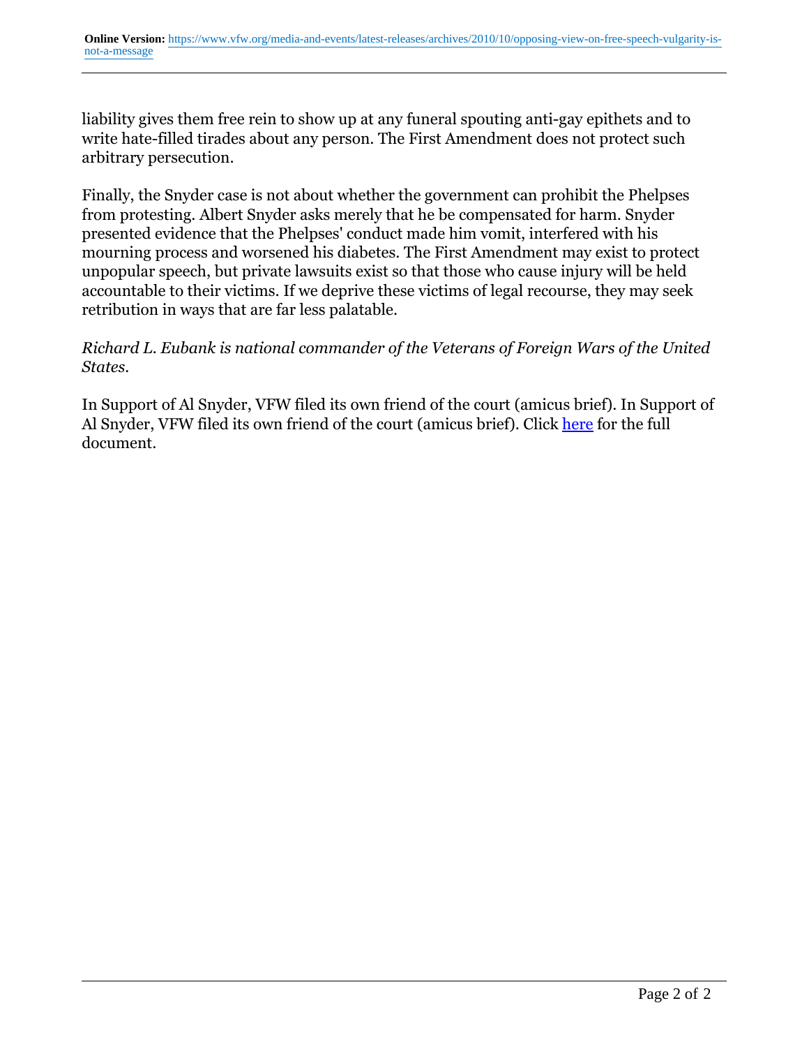liability gives them free rein to show up at any funeral spouting anti-gay epithets and to write hate-filled tirades about any person. The First Amendment does not protect such arbitrary persecution.

Finally, the Snyder case is not about whether the government can prohibit the Phelpses from protesting. Albert Snyder asks merely that he be compensated for harm. Snyder presented evidence that the Phelpses' conduct made him vomit, interfered with his mourning process and worsened his diabetes. The First Amendment may exist to protect unpopular speech, but private lawsuits exist so that those who cause injury will be held accountable to their victims. If we deprive these victims of legal recourse, they may seek retribution in ways that are far less palatable.

*Richard L. Eubank is national commander of the Veterans of Foreign Wars of the United States.*

In Support of Al Snyder, VFW filed its own friend of the court (amicus brief). In Support of Al Snyder, VFW filed its own friend of the court (amicus brief). Click here for the full document.